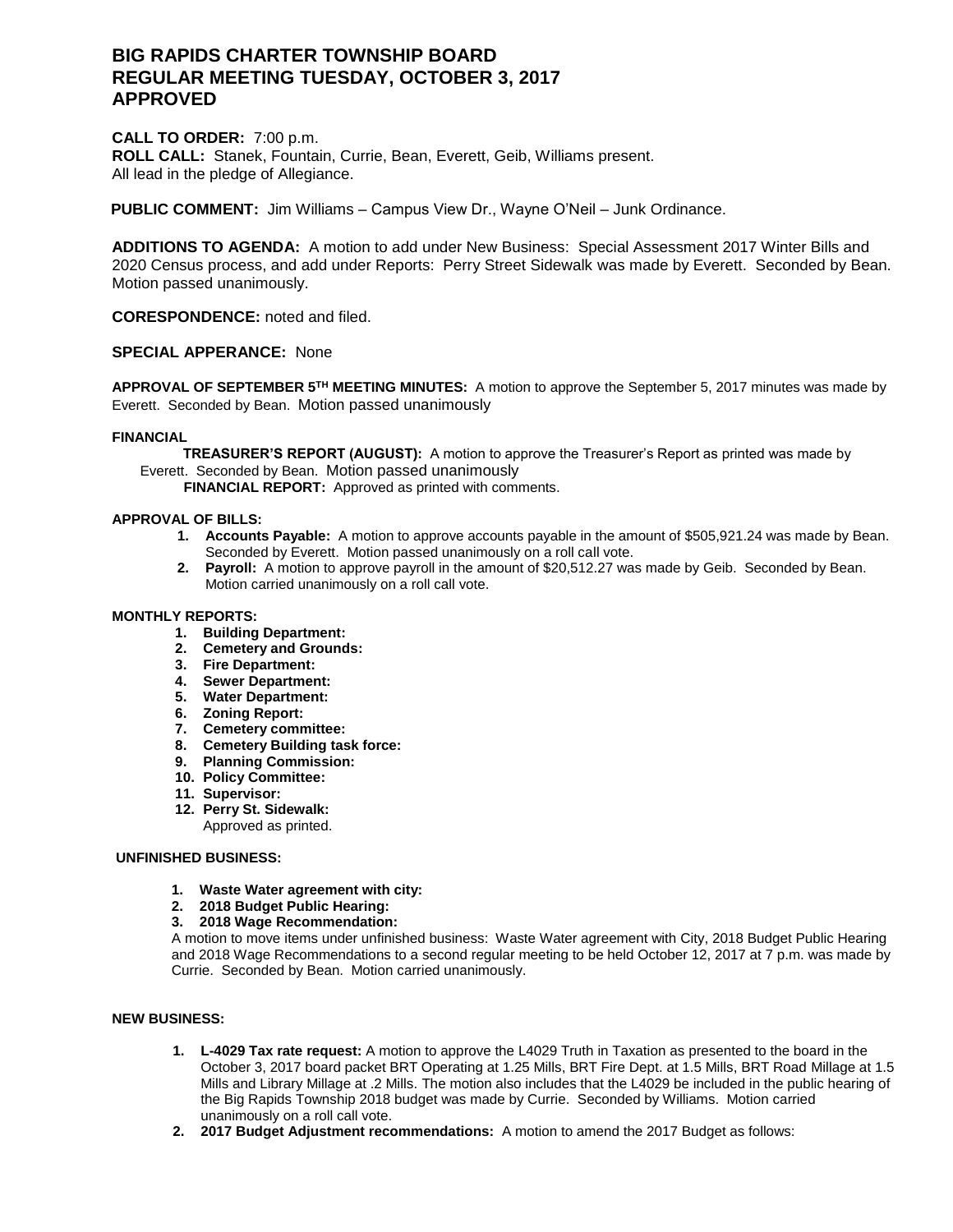# BIG RAPIDS CHARTER TOWNSHIP BOARD
# REGULAR MEETING TUESDAY, OCTOBER 3, 2017
# APPROVED

**CALL TO ORDER:** 7:00 p.m.
**ROLL CALL:** Stanek, Fountain, Currie, Bean, Everett, Geib, Williams present.
All lead in the pledge of Allegiance.

**PUBLIC COMMENT:** Jim Williams – Campus View Dr., Wayne O'Neil – Junk Ordinance.

**ADDITIONS TO AGENDA:** A motion to add under New Business: Special Assessment 2017 Winter Bills and 2020 Census process, and add under Reports: Perry Street Sidewalk was made by Everett. Seconded by Bean. Motion passed unanimously.

**CORESPONDENCE:** noted and filed.

**SPECIAL APPERANCE:** None

**APPROVAL OF SEPTEMBER 5TH MEETING MINUTES:** A motion to approve the September 5, 2017 minutes was made by Everett. Seconded by Bean. Motion passed unanimously

**FINANCIAL**

**TREASURER'S REPORT (AUGUST):** A motion to approve the Treasurer's Report as printed was made by Everett. Seconded by Bean. Motion passed unanimously

**FINANCIAL REPORT:** Approved as printed with comments.

**APPROVAL OF BILLS:**

1. **Accounts Payable:** A motion to approve accounts payable in the amount of $505,921.24 was made by Bean. Seconded by Everett. Motion passed unanimously on a roll call vote.
2. **Payroll:** A motion to approve payroll in the amount of $20,512.27 was made by Geib. Seconded by Bean. Motion carried unanimously on a roll call vote.

**MONTHLY REPORTS:**

1. **Building Department:**
2. **Cemetery and Grounds:**
3. **Fire Department:**
4. **Sewer Department:**
5. **Water Department:**
6. **Zoning Report:**
7. **Cemetery committee:**
8. **Cemetery Building task force:**
9. **Planning Commission:**
10. **Policy Committee:**
11. **Supervisor:**
12. **Perry St. Sidewalk:**
    Approved as printed.

**UNFINISHED BUSINESS:**

1. **Waste Water agreement with city:**
2. **2018 Budget Public Hearing:**
3. **2018 Wage Recommendation:**

A motion to move items under unfinished business: Waste Water agreement with City, 2018 Budget Public Hearing and 2018 Wage Recommendations to a second regular meeting to be held October 12, 2017 at 7 p.m. was made by Currie. Seconded by Bean. Motion carried unanimously.

**NEW BUSINESS:**

1. **L-4029 Tax rate request:** A motion to approve the L4029 Truth in Taxation as presented to the board in the October 3, 2017 board packet BRT Operating at 1.25 Mills, BRT Fire Dept. at 1.5 Mills, BRT Road Millage at 1.5 Mills and Library Millage at .2 Mills. The motion also includes that the L4029 be included in the public hearing of the Big Rapids Township 2018 budget was made by Currie. Seconded by Williams. Motion carried unanimously on a roll call vote.
2. **2017 Budget Adjustment recommendations:** A motion to amend the 2017 Budget as follows: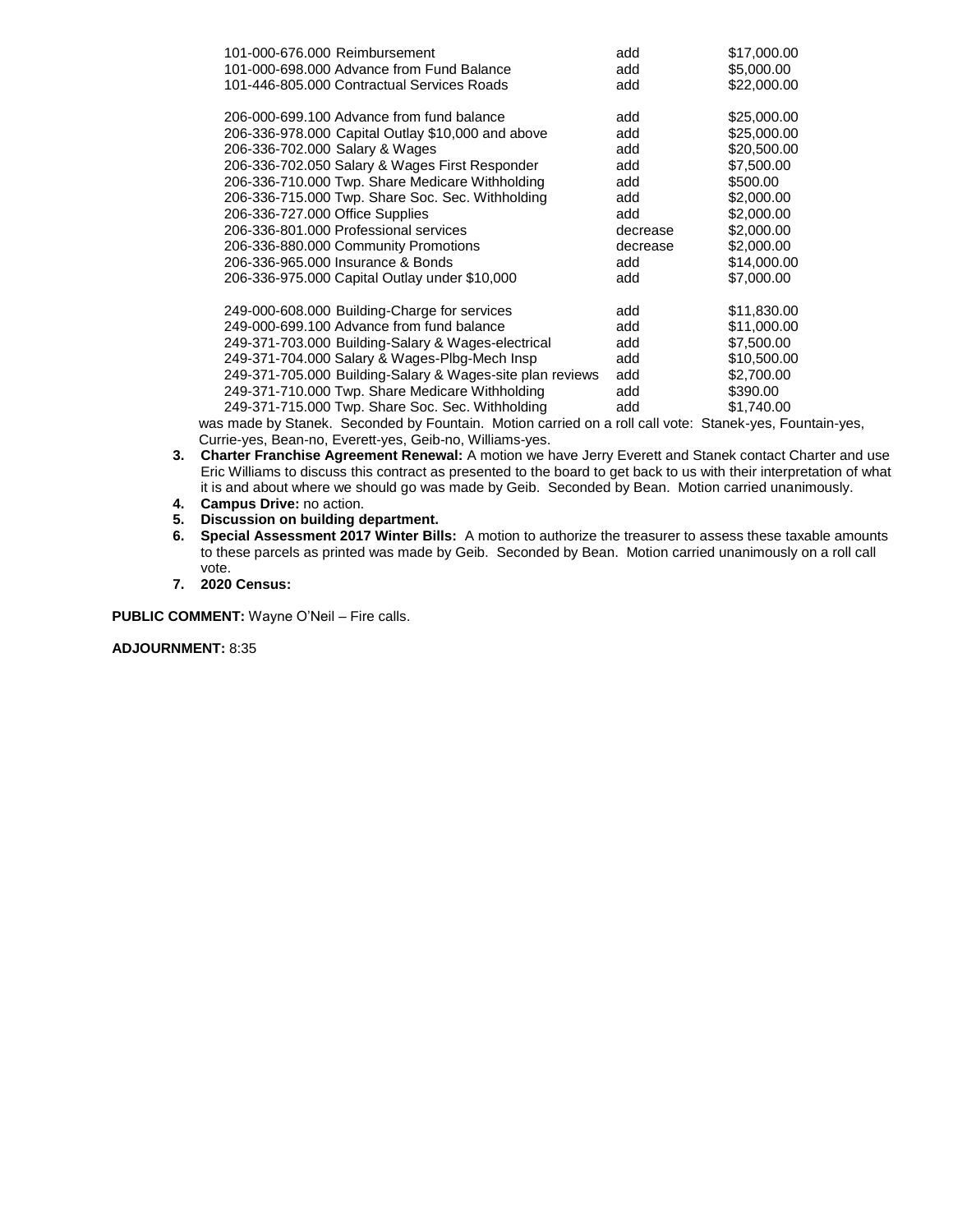| | | |
|---|---|---|
| 101-000-676.000 Reimbursement | add | $17,000.00 |
| 101-000-698.000 Advance from Fund Balance | add | $5,000.00 |
| 101-446-805.000 Contractual Services Roads | add | $22,000.00 |
| | | |
| 206-000-699.100 Advance from fund balance | add | $25,000.00 |
| 206-336-978.000 Capital Outlay $10,000 and above | add | $25,000.00 |
| 206-336-702.000 Salary & Wages | add | $20,500.00 |
| 206-336-702.050 Salary & Wages First Responder | add | $7,500.00 |
| 206-336-710.000 Twp. Share Medicare Withholding | add | $500.00 |
| 206-336-715.000 Twp. Share Soc. Sec. Withholding | add | $2,000.00 |
| 206-336-727.000 Office Supplies | add | $2,000.00 |
| 206-336-801.000 Professional services | decrease | $2,000.00 |
| 206-336-880.000 Community Promotions | decrease | $2,000.00 |
| 206-336-965.000 Insurance & Bonds | add | $14,000.00 |
| 206-336-975.000 Capital Outlay under $10,000 | add | $7,000.00 |
| | | |
| 249-000-608.000 Building-Charge for services | add | $11,830.00 |
| 249-000-699.100 Advance from fund balance | add | $11,000.00 |
| 249-371-703.000 Building-Salary & Wages-electrical | add | $7,500.00 |
| 249-371-704.000 Salary & Wages-Plbg-Mech Insp | add | $10,500.00 |
| 249-371-705.000 Building-Salary & Wages-site plan reviews | add | $2,700.00 |
| 249-371-710.000 Twp. Share Medicare Withholding | add | $390.00 |
| 249-371-715.000 Twp. Share Soc. Sec. Withholding | add | $1,740.00 |

was made by Stanek. Seconded by Fountain. Motion carried on a roll call vote: Stanek-yes, Fountain-yes, Currie-yes, Bean-no, Everett-yes, Geib-no, Williams-yes.

3. **Charter Franchise Agreement Renewal:** A motion we have Jerry Everett and Stanek contact Charter and use Eric Williams to discuss this contract as presented to the board to get back to us with their interpretation of what it is and about where we should go was made by Geib. Seconded by Bean. Motion carried unanimously.
4. **Campus Drive:** no action.
5. **Discussion on building department.**
6. **Special Assessment 2017 Winter Bills:** A motion to authorize the treasurer to assess these taxable amounts to these parcels as printed was made by Geib. Seconded by Bean. Motion carried unanimously on a roll call vote.
7. **2020 Census:**

**PUBLIC COMMENT:** Wayne O'Neil – Fire calls.

**ADJOURNMENT:** 8:35